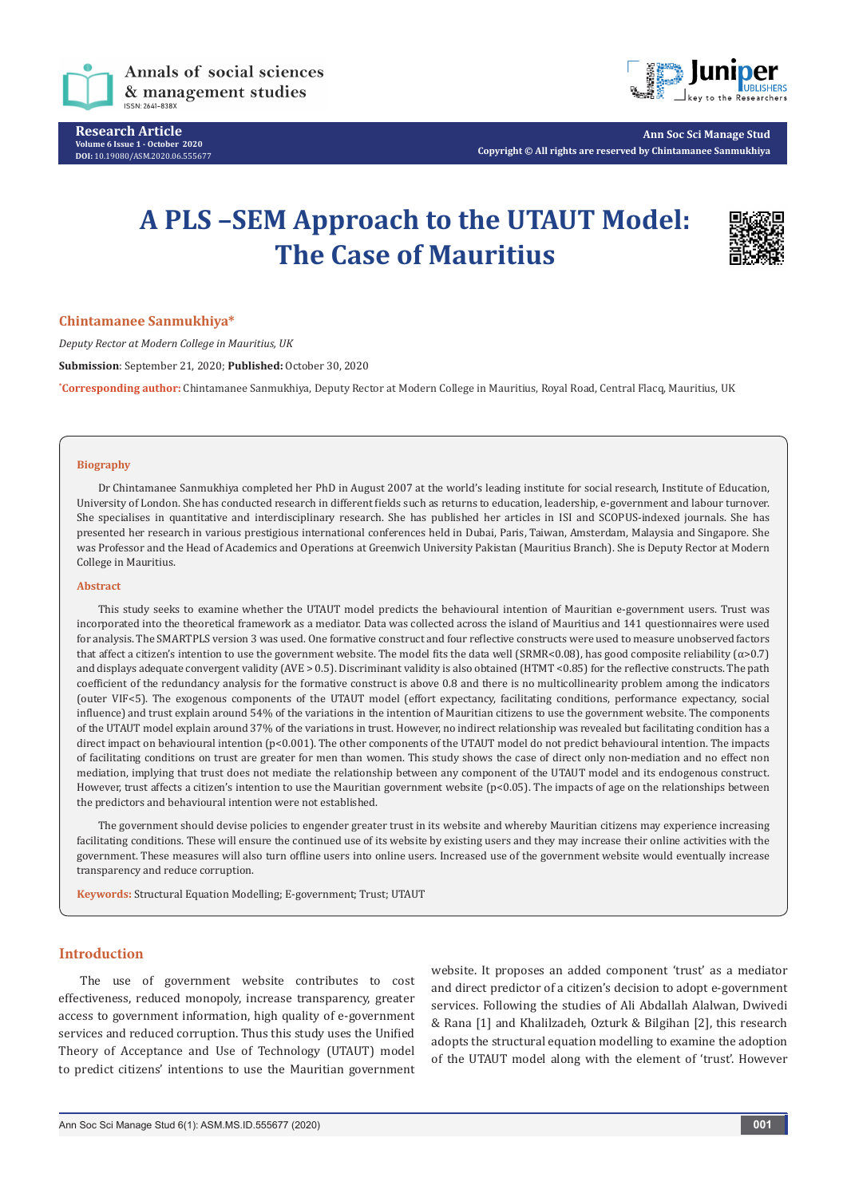# A PLS –SEM Approach to the UTAUT Model: The Case of Mauritius

**Chintamanee Sanmukhiya***

*Deputy Rector at Modern College in Mauritius, UK*

**Submission**: September 21, 2020; **Published:** October 30, 2020

*Corresponding author: Chintamanee Sanmukhiya, Deputy Rector at Modern College in Mauritius, Royal Road, Central Flacq, Mauritius, UK

## Biography

Dr Chintamanee Sanmukhiya completed her PhD in August 2007 at the world's leading institute for social research, Institute of Education, University of London. She has conducted research in different fields such as returns to education, leadership, e-government and labour turnover. She specialises in quantitative and interdisciplinary research. She has published her articles in ISI and SCOPUS-indexed journals. She has presented her research in various prestigious international conferences held in Dubai, Paris, Taiwan, Amsterdam, Malaysia and Singapore. She was Professor and the Head of Academics and Operations at Greenwich University Pakistan (Mauritius Branch). She is Deputy Rector at Modern College in Mauritius.

## Abstract

This study seeks to examine whether the UTAUT model predicts the behavioural intention of Mauritian e-government users. Trust was incorporated into the theoretical framework as a mediator. Data was collected across the island of Mauritius and 141 questionnaires were used for analysis. The SMARTPLS version 3 was used. One formative construct and four reflective constructs were used to measure unobserved factors that affect a citizen's intention to use the government website. The model fits the data well (SRMR<0.08), has good composite reliability (α>0.7) and displays adequate convergent validity (AVE > 0.5). Discriminant validity is also obtained (HTMT <0.85) for the reflective constructs. The path coefficient of the redundancy analysis for the formative construct is above 0.8 and there is no multicollinearity problem among the indicators (outer VIF<5). The exogenous components of the UTAUT model (effort expectancy, facilitating conditions, performance expectancy, social influence) and trust explain around 54% of the variations in the intention of Mauritian citizens to use the government website. The components of the UTAUT model explain around 37% of the variations in trust. However, no indirect relationship was revealed but facilitating condition has a direct impact on behavioural intention (p<0.001). The other components of the UTAUT model do not predict behavioural intention. The impacts of facilitating conditions on trust are greater for men than women. This study shows the case of direct only non-mediation and no effect non mediation, implying that trust does not mediate the relationship between any component of the UTAUT model and its endogenous construct. However, trust affects a citizen's intention to use the Mauritian government website (p<0.05). The impacts of age on the relationships between the predictors and behavioural intention were not established.

The government should devise policies to engender greater trust in its website and whereby Mauritian citizens may experience increasing facilitating conditions. These will ensure the continued use of its website by existing users and they may increase their online activities with the government. These measures will also turn offline users into online users. Increased use of the government website would eventually increase transparency and reduce corruption.

**Keywords:** Structural Equation Modelling; E-government; Trust; UTAUT

## Introduction

The use of government website contributes to cost effectiveness, reduced monopoly, increase transparency, greater access to government information, high quality of e-government services and reduced corruption. Thus this study uses the Unified Theory of Acceptance and Use of Technology (UTAUT) model to predict citizens' intentions to use the Mauritian government website. It proposes an added component 'trust' as a mediator and direct predictor of a citizen's decision to adopt e-government services. Following the studies of Ali Abdallah Alalwan, Dwivedi & Rana [1] and Khalilzadeh, Ozturk & Bilgihan [2], this research adopts the structural equation modelling to examine the adoption of the UTAUT model along with the element of 'trust'. However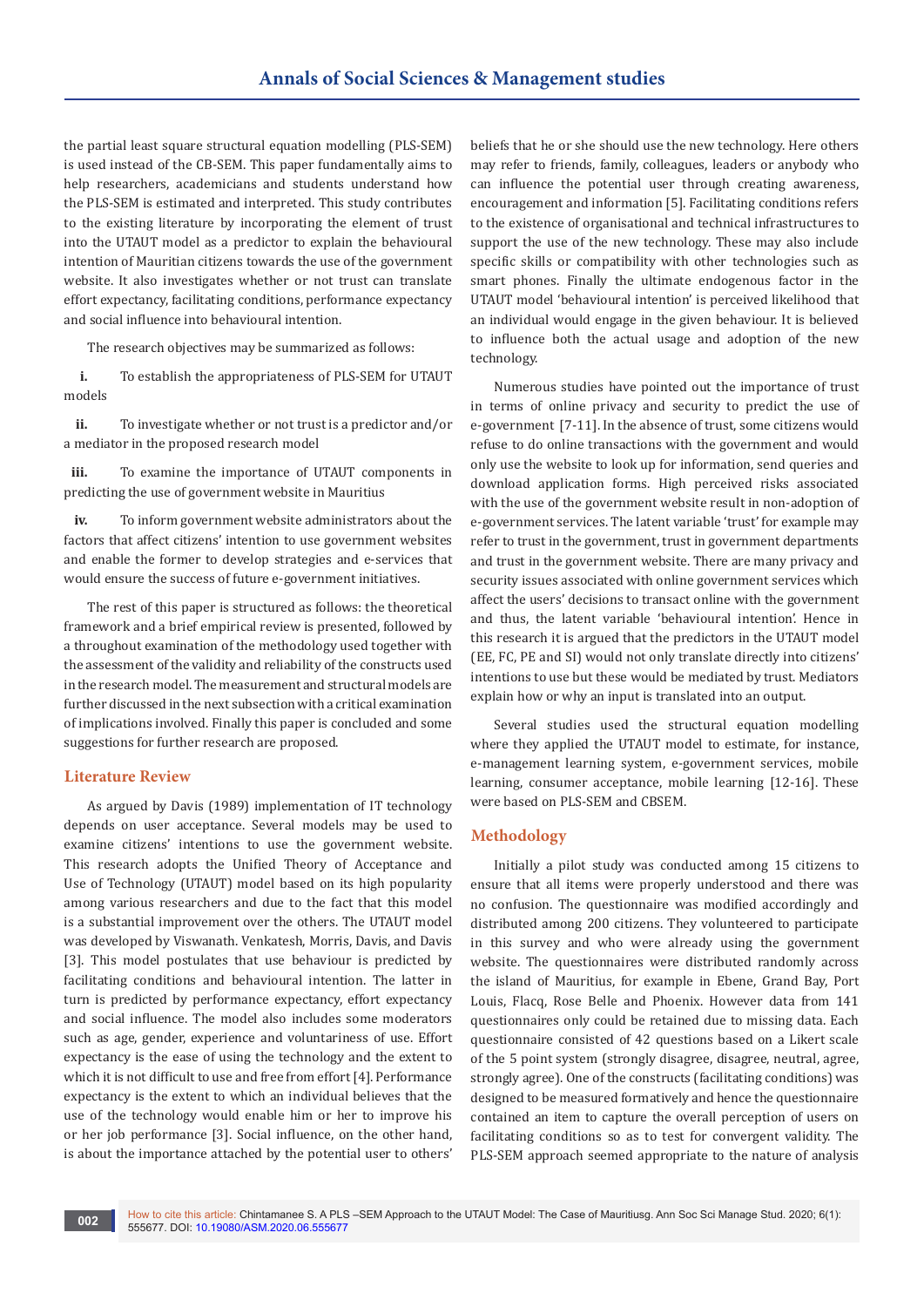the partial least square structural equation modelling (PLS-SEM) is used instead of the CB-SEM. This paper fundamentally aims to help researchers, academicians and students understand how the PLS-SEM is estimated and interpreted. This study contributes to the existing literature by incorporating the element of trust into the UTAUT model as a predictor to explain the behavioural intention of Mauritian citizens towards the use of the government website. It also investigates whether or not trust can translate effort expectancy, facilitating conditions, performance expectancy and social influence into behavioural intention.

The research objectives may be summarized as follows:

**i.** To establish the appropriateness of PLS-SEM for UTAUT models

**ii.** To investigate whether or not trust is a predictor and/or a mediator in the proposed research model

**iii.** To examine the importance of UTAUT components in predicting the use of government website in Mauritius

**iv.** To inform government website administrators about the factors that affect citizens' intention to use government websites and enable the former to develop strategies and e-services that would ensure the success of future e-government initiatives.

The rest of this paper is structured as follows: the theoretical framework and a brief empirical review is presented, followed by a throughout examination of the methodology used together with the assessment of the validity and reliability of the constructs used in the research model. The measurement and structural models are further discussed in the next subsection with a critical examination of implications involved. Finally this paper is concluded and some suggestions for further research are proposed.

## Literature Review

As argued by Davis (1989) implementation of IT technology depends on user acceptance. Several models may be used to examine citizens' intentions to use the government website. This research adopts the Unified Theory of Acceptance and Use of Technology (UTAUT) model based on its high popularity among various researchers and due to the fact that this model is a substantial improvement over the others. The UTAUT model was developed by Viswanath. Venkatesh, Morris, Davis, and Davis [3]. This model postulates that use behaviour is predicted by facilitating conditions and behavioural intention. The latter in turn is predicted by performance expectancy, effort expectancy and social influence. The model also includes some moderators such as age, gender, experience and voluntariness of use. Effort expectancy is the ease of using the technology and the extent to which it is not difficult to use and free from effort [4]. Performance expectancy is the extent to which an individual believes that the use of the technology would enable him or her to improve his or her job performance [3]. Social influence, on the other hand, is about the importance attached by the potential user to others' beliefs that he or she should use the new technology. Here others may refer to friends, family, colleagues, leaders or anybody who can influence the potential user through creating awareness, encouragement and information [5]. Facilitating conditions refers to the existence of organisational and technical infrastructures to support the use of the new technology. These may also include specific skills or compatibility with other technologies such as smart phones. Finally the ultimate endogenous factor in the UTAUT model 'behavioural intention' is perceived likelihood that an individual would engage in the given behaviour. It is believed to influence both the actual usage and adoption of the new technology.

Numerous studies have pointed out the importance of trust in terms of online privacy and security to predict the use of e-government [7-11]. In the absence of trust, some citizens would refuse to do online transactions with the government and would only use the website to look up for information, send queries and download application forms. High perceived risks associated with the use of the government website result in non-adoption of e-government services. The latent variable 'trust' for example may refer to trust in the government, trust in government departments and trust in the government website. There are many privacy and security issues associated with online government services which affect the users' decisions to transact online with the government and thus, the latent variable 'behavioural intention'. Hence in this research it is argued that the predictors in the UTAUT model (EE, FC, PE and SI) would not only translate directly into citizens' intentions to use but these would be mediated by trust. Mediators explain how or why an input is translated into an output.

Several studies used the structural equation modelling where they applied the UTAUT model to estimate, for instance, e-management learning system, e-government services, mobile learning, consumer acceptance, mobile learning [12-16]. These were based on PLS-SEM and CBSEM.

## Methodology

Initially a pilot study was conducted among 15 citizens to ensure that all items were properly understood and there was no confusion. The questionnaire was modified accordingly and distributed among 200 citizens. They volunteered to participate in this survey and who were already using the government website. The questionnaires were distributed randomly across the island of Mauritius, for example in Ebene, Grand Bay, Port Louis, Flacq, Rose Belle and Phoenix. However data from 141 questionnaires only could be retained due to missing data. Each questionnaire consisted of 42 questions based on a Likert scale of the 5 point system (strongly disagree, disagree, neutral, agree, strongly agree). One of the constructs (facilitating conditions) was designed to be measured formatively and hence the questionnaire contained an item to capture the overall perception of users on facilitating conditions so as to test for convergent validity. The PLS-SEM approach seemed appropriate to the nature of analysis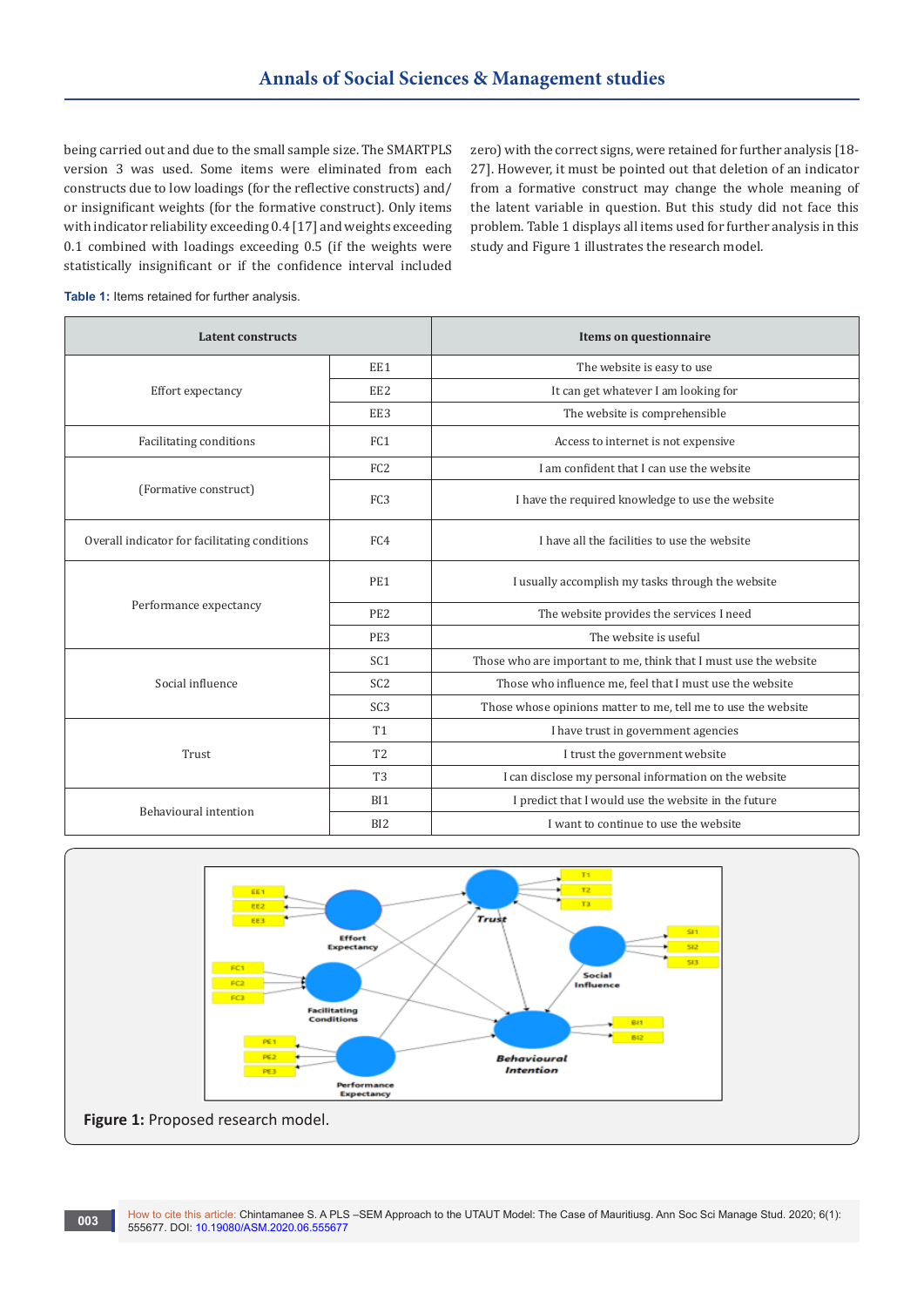being carried out and due to the small sample size. The SMARTPLS version 3 was used. Some items were eliminated from each constructs due to low loadings (for the reflective constructs) and/or insignificant weights (for the formative construct). Only items with indicator reliability exceeding 0.4 [17] and weights exceeding 0.1 combined with loadings exceeding 0.5 (if the weights were statistically insignificant or if the confidence interval included zero) with the correct signs, were retained for further analysis [18-27]. However, it must be pointed out that deletion of an indicator from a formative construct may change the whole meaning of the latent variable in question. But this study did not face this problem. Table 1 displays all items used for further analysis in this study and Figure 1 illustrates the research model.

**Table 1:** Items retained for further analysis.

| Latent constructs | | Items on questionnaire |
|---|---|---|
| Effort expectancy | EE1 | The website is easy to use |
| | EE2 | It can get whatever I am looking for |
| | EE3 | The website is comprehensible |
| Facilitating conditions | FC1 | Access to internet is not expensive |
| (Formative construct) | FC2 | I am confident that I can use the website |
| | FC3 | I have the required knowledge to use the website |
| Overall indicator for facilitating conditions | FC4 | I have all the facilities to use the website |
| Performance expectancy | PE1 | I usually accomplish my tasks through the website |
| | PE2 | The website provides the services I need |
| | PE3 | The website is useful |
| Social influence | SC1 | Those who are important to me, think that I must use the website |
| | SC2 | Those who influence me, feel that I must use the website |
| | SC3 | Those whose opinions matter to me, tell me to use the website |
| Trust | T1 | I have trust in government agencies |
| | T2 | I trust the government website |
| | T3 | I can disclose my personal information on the website |
| Behavioural intention | BI1 | I predict that I would use the website in the future |
| | BI2 | I want to continue to use the website |

**Figure 1:** Proposed research model.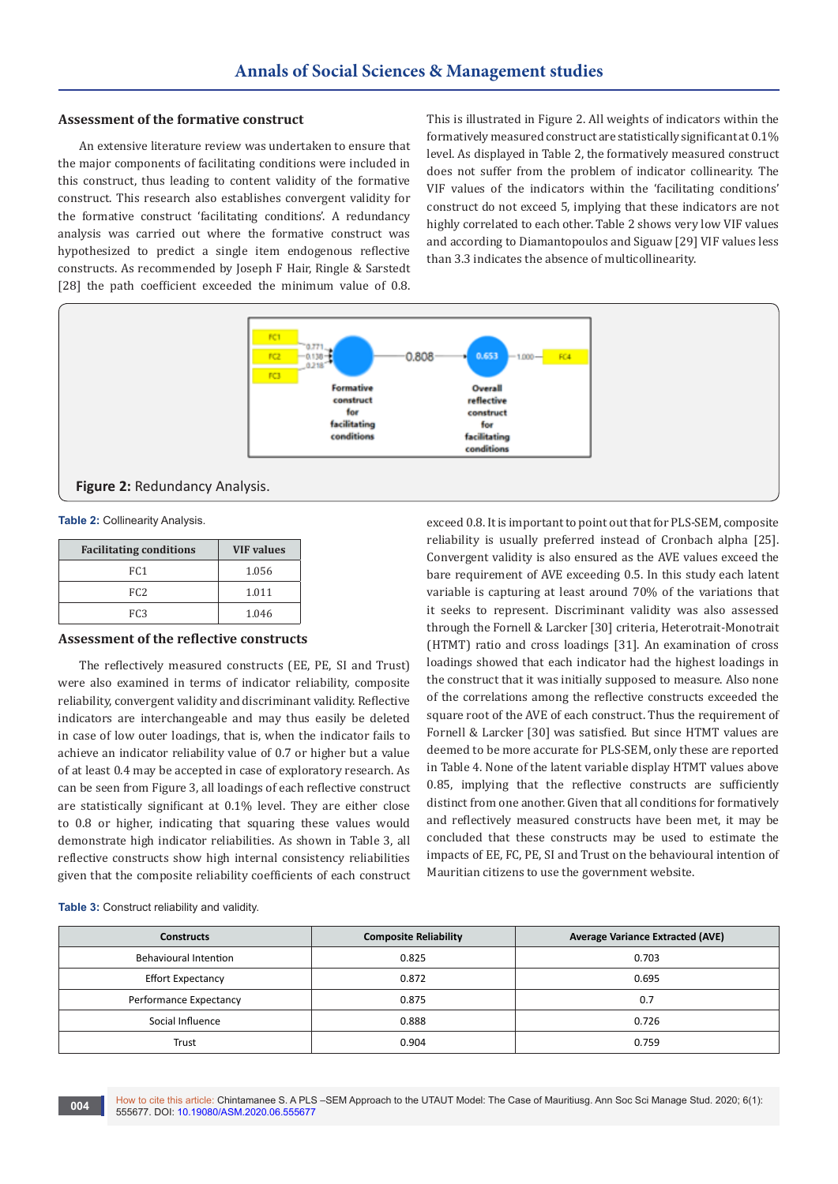### Assessment of the formative construct

An extensive literature review was undertaken to ensure that the major components of facilitating conditions were included in this construct, thus leading to content validity of the formative construct. This research also establishes convergent validity for the formative construct 'facilitating conditions'. A redundancy analysis was carried out where the formative construct was hypothesized to predict a single item endogenous reflective constructs. As recommended by Joseph F Hair, Ringle & Sarstedt [28] the path coefficient exceeded the minimum value of 0.8. This is illustrated in Figure 2. All weights of indicators within the formatively measured construct are statistically significant at 0.1% level. As displayed in Table 2, the formatively measured construct does not suffer from the problem of indicator collinearity. The VIF values of the indicators within the 'facilitating conditions' construct do not exceed 5, implying that these indicators are not highly correlated to each other. Table 2 shows very low VIF values and according to Diamantopoulos and Siguaw [29] VIF values less than 3.3 indicates the absence of multicollinearity.

**Figure 2:** Redundancy Analysis.

**Table 2:** Collinearity Analysis.

| Facilitating conditions | VIF values |
|---|---|
| FC1 | 1.056 |
| FC2 | 1.011 |
| FC3 | 1.046 |

### Assessment of the reflective constructs

The reflectively measured constructs (EE, PE, SI and Trust) were also examined in terms of indicator reliability, composite reliability, convergent validity and discriminant validity. Reflective indicators are interchangeable and may thus easily be deleted in case of low outer loadings, that is, when the indicator fails to achieve an indicator reliability value of 0.7 or higher but a value of at least 0.4 may be accepted in case of exploratory research. As can be seen from Figure 3, all loadings of each reflective construct are statistically significant at 0.1% level. They are either close to 0.8 or higher, indicating that squaring these values would demonstrate high indicator reliabilities. As shown in Table 3, all reflective constructs show high internal consistency reliabilities given that the composite reliability coefficients of each construct exceed 0.8. It is important to point out that for PLS-SEM, composite reliability is usually preferred instead of Cronbach alpha [25]. Convergent validity is also ensured as the AVE values exceed the bare requirement of AVE exceeding 0.5. In this study each latent variable is capturing at least around 70% of the variations that it seeks to represent. Discriminant validity was also assessed through the Fornell & Larcker [30] criteria, Heterotrait-Monotrait (HTMT) ratio and cross loadings [31]. An examination of cross loadings showed that each indicator had the highest loadings in the construct that it was initially supposed to measure. Also none of the correlations among the reflective constructs exceeded the square root of the AVE of each construct. Thus the requirement of Fornell & Larcker [30] was satisfied. But since HTMT values are deemed to be more accurate for PLS-SEM, only these are reported in Table 4. None of the latent variable display HTMT values above 0.85, implying that the reflective constructs are sufficiently distinct from one another. Given that all conditions for formatively and reflectively measured constructs have been met, it may be concluded that these constructs may be used to estimate the impacts of EE, FC, PE, SI and Trust on the behavioural intention of Mauritian citizens to use the government website.

**Table 3:** Construct reliability and validity.

| Constructs | Composite Reliability | Average Variance Extracted (AVE) |
|---|---|---|
| Behavioural Intention | 0.825 | 0.703 |
| Effort Expectancy | 0.872 | 0.695 |
| Performance Expectancy | 0.875 | 0.7 |
| Social Influence | 0.888 | 0.726 |
| Trust | 0.904 | 0.759 |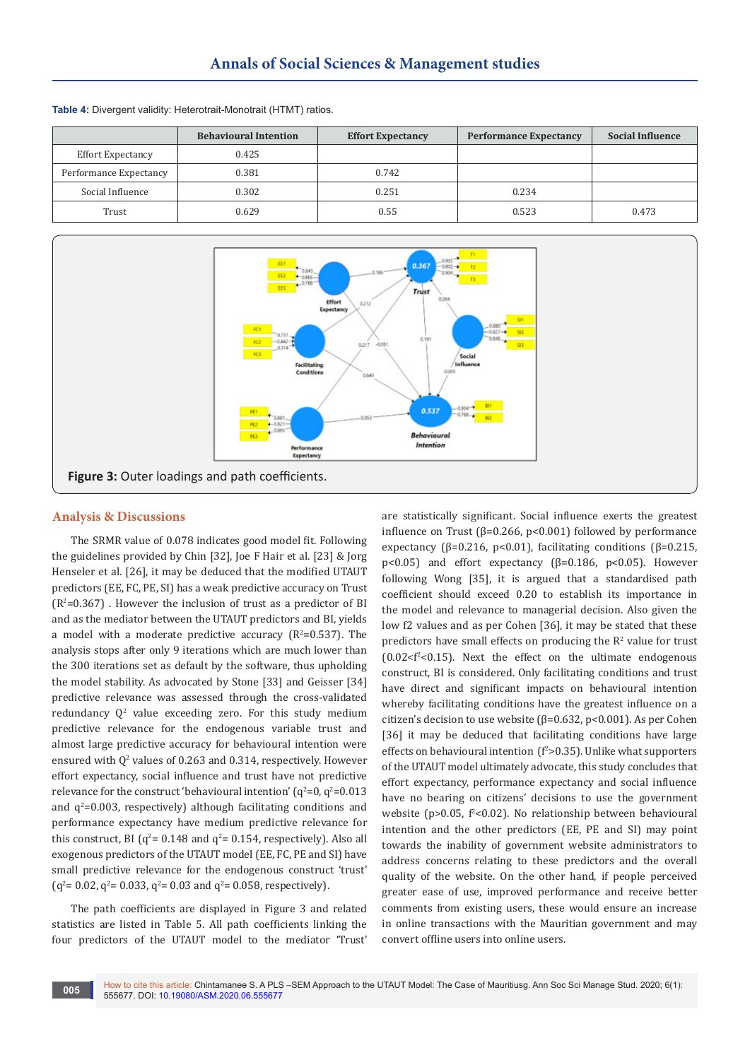**Table 4:** Divergent validity: Heterotrait-Monotrait (HTMT) ratios.

| | Behavioural Intention | Effort Expectancy | Performance Expectancy | Social Influence |
|---|---|---|---|---|
| Effort Expectancy | 0.425 | | | |
| Performance Expectancy | 0.381 | 0.742 | | |
| Social Influence | 0.302 | 0.251 | 0.234 | |
| Trust | 0.629 | 0.55 | 0.523 | 0.473 |

**Figure 3:** Outer loadings and path coefficients.

## Analysis & Discussions

The SRMR value of 0.078 indicates good model fit. Following the guidelines provided by Chin [32], Joe F Hair et al. [23] & Jorg Henseler et al. [26], it may be deduced that the modified UTAUT predictors (EE, FC, PE, SI) has a weak predictive accuracy on Trust ($R^2$=0.367) . However the inclusion of trust as a predictor of BI and as the mediator between the UTAUT predictors and BI, yields a model with a moderate predictive accuracy ($R^2$=0.537). The analysis stops after only 9 iterations which are much lower than the 300 iterations set as default by the software, thus upholding the model stability. As advocated by Stone [33] and Geisser [34] predictive relevance was assessed through the cross-validated redundancy $Q^2$ value exceeding zero. For this study medium predictive relevance for the endogenous variable trust and almost large predictive accuracy for behavioural intention were ensured with $Q^2$ values of 0.263 and 0.314, respectively. However effort expectancy, social influence and trust have not predictive relevance for the construct 'behavioural intention' ($q^2$=0, $q^2$=0.013 and $q^2$=0.003, respectively) although facilitating conditions and performance expectancy have medium predictive relevance for this construct, BI ($q^2$= 0.148 and $q^2$= 0.154, respectively). Also all exogenous predictors of the UTAUT model (EE, FC, PE and SI) have small predictive relevance for the endogenous construct 'trust' ($q^2$= 0.02, $q^2$= 0.033, $q^2$= 0.03 and $q^2$= 0.058, respectively).

The path coefficients are displayed in Figure 3 and related statistics are listed in Table 5. All path coefficients linking the four predictors of the UTAUT model to the mediator 'Trust' are statistically significant. Social influence exerts the greatest influence on Trust (β=0.266, p<0.001) followed by performance expectancy (β=0.216, p<0.01), facilitating conditions (β=0.215, p<0.05) and effort expectancy (β=0.186, p<0.05). However following Wong [35], it is argued that a standardised path coefficient should exceed 0.20 to establish its importance in the model and relevance to managerial decision. Also given the low f2 values and as per Cohen [36], it may be stated that these predictors have small effects on producing the $R^2$ value for trust ($0.02<f^2<0.15$). Next the effect on the ultimate endogenous construct, BI is considered. Only facilitating conditions and trust have direct and significant impacts on behavioural intention whereby facilitating conditions have the greatest influence on a citizen's decision to use website (β=0.632, p<0.001). As per Cohen [36] it may be deduced that facilitating conditions have large effects on behavioural intention ($f^2$>0.35). Unlike what supporters of the UTAUT model ultimately advocate, this study concludes that effort expectancy, performance expectancy and social influence have no bearing on citizens' decisions to use the government website (p>0.05, $f^2$<0.02). No relationship between behavioural intention and the other predictors (EE, PE and SI) may point towards the inability of government website administrators to address concerns relating to these predictors and the overall quality of the website. On the other hand, if people perceived greater ease of use, improved performance and receive better comments from existing users, these would ensure an increase in online transactions with the Mauritian government and may convert offline users into online users.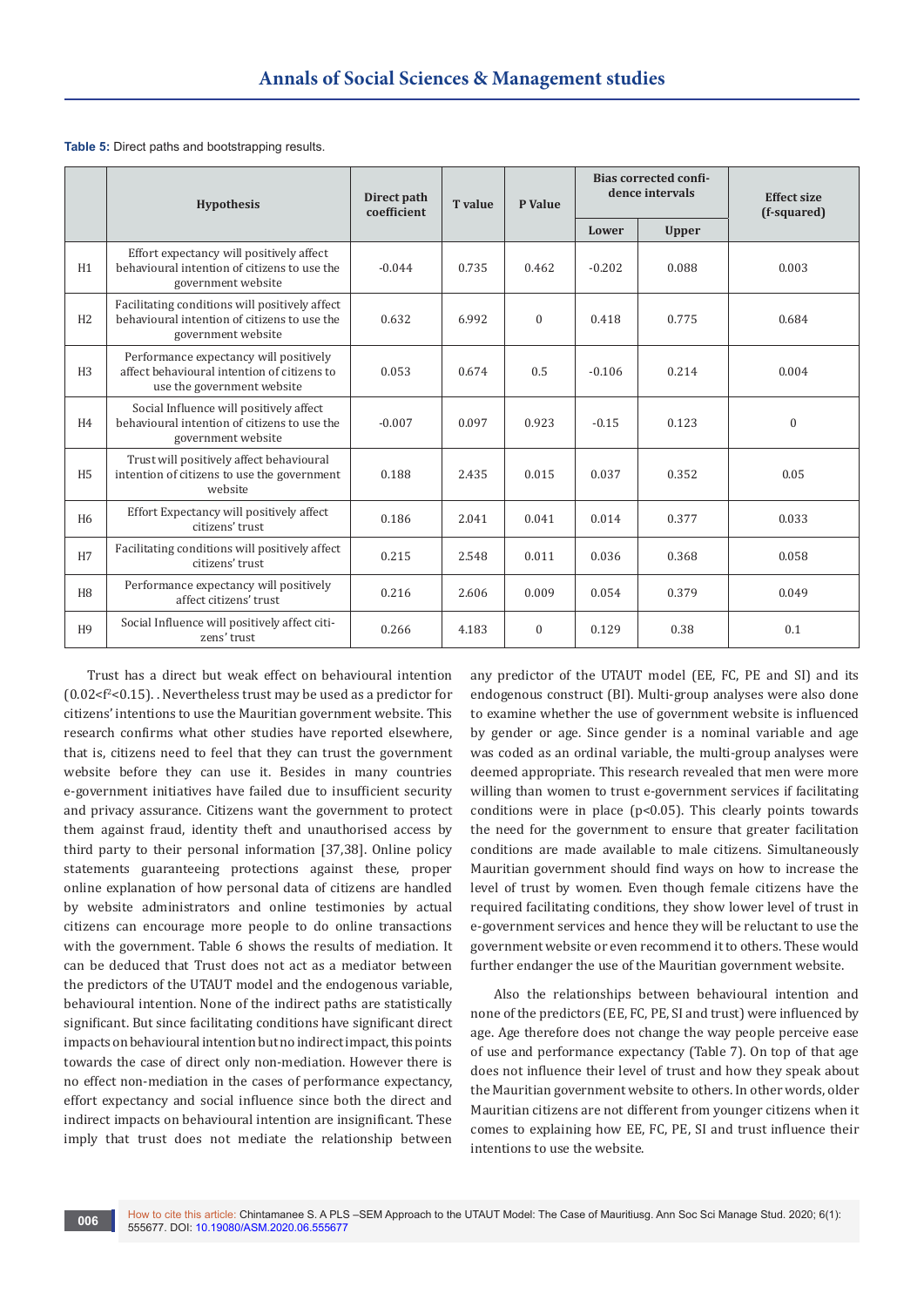**Table 5:** Direct paths and bootstrapping results.

| | Hypothesis | Direct path coefficient | T value | P Value | Bias corrected confidence intervals | | Effect size (f-squared) |
|---|---|---|---|---|---|---|---|
| | | | | | Lower | Upper | |
| H1 | Effort expectancy will positively affect behavioural intention of citizens to use the government website | -0.044 | 0.735 | 0.462 | -0.202 | 0.088 | 0.003 |
| H2 | Facilitating conditions will positively affect behavioural intention of citizens to use the government website | 0.632 | 6.992 | 0 | 0.418 | 0.775 | 0.684 |
| H3 | Performance expectancy will positively affect behavioural intention of citizens to use the government website | 0.053 | 0.674 | 0.5 | -0.106 | 0.214 | 0.004 |
| H4 | Social Influence will positively affect behavioural intention of citizens to use the government website | -0.007 | 0.097 | 0.923 | -0.15 | 0.123 | 0 |
| H5 | Trust will positively affect behavioural intention of citizens to use the government website | 0.188 | 2.435 | 0.015 | 0.037 | 0.352 | 0.05 |
| H6 | Effort Expectancy will positively affect citizens' trust | 0.186 | 2.041 | 0.041 | 0.014 | 0.377 | 0.033 |
| H7 | Facilitating conditions will positively affect citizens' trust | 0.215 | 2.548 | 0.011 | 0.036 | 0.368 | 0.058 |
| H8 | Performance expectancy will positively affect citizens' trust | 0.216 | 2.606 | 0.009 | 0.054 | 0.379 | 0.049 |
| H9 | Social Influence will positively affect citizens' trust | 0.266 | 4.183 | 0 | 0.129 | 0.38 | 0.1 |

Trust has a direct but weak effect on behavioural intention ($0.02<f^2<0.15$). . Nevertheless trust may be used as a predictor for citizens' intentions to use the Mauritian government website. This research confirms what other studies have reported elsewhere, that is, citizens need to feel that they can trust the government website before they can use it. Besides in many countries e-government initiatives have failed due to insufficient security and privacy assurance. Citizens want the government to protect them against fraud, identity theft and unauthorised access by third party to their personal information [37,38]. Online policy statements guaranteeing protections against these, proper online explanation of how personal data of citizens are handled by website administrators and online testimonies by actual citizens can encourage more people to do online transactions with the government. Table 6 shows the results of mediation. It can be deduced that Trust does not act as a mediator between the predictors of the UTAUT model and the endogenous variable, behavioural intention. None of the indirect paths are statistically significant. But since facilitating conditions have significant direct impacts on behavioural intention but no indirect impact, this points towards the case of direct only non-mediation. However there is no effect non-mediation in the cases of performance expectancy, effort expectancy and social influence since both the direct and indirect impacts on behavioural intention are insignificant. These imply that trust does not mediate the relationship between any predictor of the UTAUT model (EE, FC, PE and SI) and its endogenous construct (BI). Multi-group analyses were also done to examine whether the use of government website is influenced by gender or age. Since gender is a nominal variable and age was coded as an ordinal variable, the multi-group analyses were deemed appropriate. This research revealed that men were more willing than women to trust e-government services if facilitating conditions were in place ($p<0.05$). This clearly points towards the need for the government to ensure that greater facilitation conditions are made available to male citizens. Simultaneously Mauritian government should find ways on how to increase the level of trust by women. Even though female citizens have the required facilitating conditions, they show lower level of trust in e-government services and hence they will be reluctant to use the government website or even recommend it to others. These would further endanger the use of the Mauritian government website.

Also the relationships between behavioural intention and none of the predictors (EE, FC, PE, SI and trust) were influenced by age. Age therefore does not change the way people perceive ease of use and performance expectancy (Table 7). On top of that age does not influence their level of trust and how they speak about the Mauritian government website to others. In other words, older Mauritian citizens are not different from younger citizens when it comes to explaining how EE, FC, PE, SI and trust influence their intentions to use the website.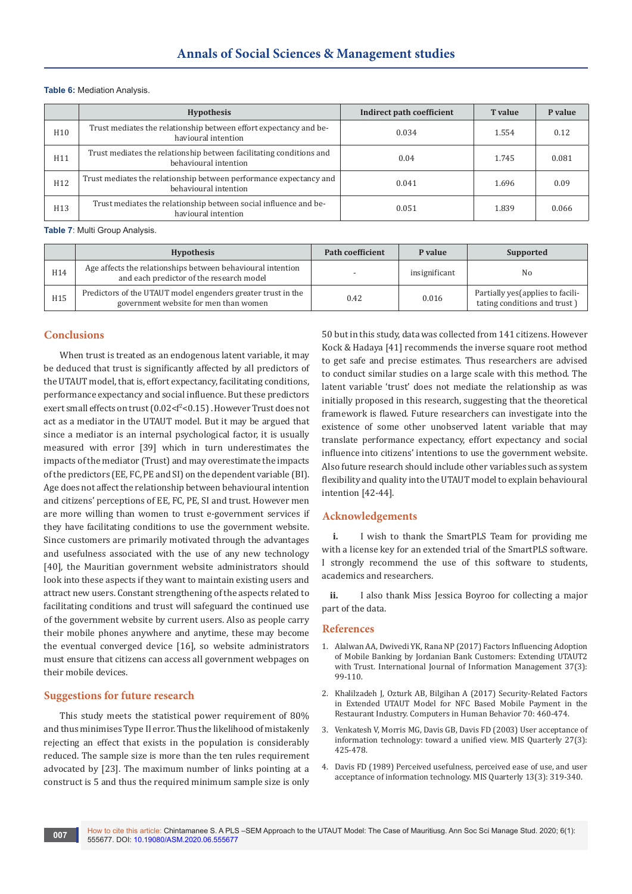**Table 6:** Mediation Analysis.

| | Hypothesis | Indirect path coefficient | T value | P value |
|---|---|---|---|---|
| H10 | Trust mediates the relationship between effort expectancy and behavioural intention | 0.034 | 1.554 | 0.12 |
| H11 | Trust mediates the relationship between facilitating conditions and behavioural intention | 0.04 | 1.745 | 0.081 |
| H12 | Trust mediates the relationship between performance expectancy and behavioural intention | 0.041 | 1.696 | 0.09 |
| H13 | Trust mediates the relationship between social influence and behavioural intention | 0.051 | 1.839 | 0.066 |

**Table 7**: Multi Group Analysis.

| | Hypothesis | Path coefficient | P value | Supported |
|---|---|---|---|---|
| H14 | Age affects the relationships between behavioural intention and each predictor of the research model | - | insignificant | No |
| H15 | Predictors of the UTAUT model engenders greater trust in the government website for men than women | 0.42 | 0.016 | Partially yes(applies to facilitating conditions and trust ) |

## Conclusions

When trust is treated as an endogenous latent variable, it may be deduced that trust is significantly affected by all predictors of the UTAUT model, that is, effort expectancy, facilitating conditions, performance expectancy and social influence. But these predictors exert small effects on trust ($0.02<f^2<0.15$) . However Trust does not act as a mediator in the UTAUT model. But it may be argued that since a mediator is an internal psychological factor, it is usually measured with error [39] which in turn underestimates the impacts of the mediator (Trust) and may overestimate the impacts of the predictors (EE, FC, PE and SI) on the dependent variable (BI). Age does not affect the relationship between behavioural intention and citizens' perceptions of EE, FC, PE, SI and trust. However men are more willing than women to trust e-government services if they have facilitating conditions to use the government website. Since customers are primarily motivated through the advantages and usefulness associated with the use of any new technology [40], the Mauritian government website administrators should look into these aspects if they want to maintain existing users and attract new users. Constant strengthening of the aspects related to facilitating conditions and trust will safeguard the continued use of the government website by current users. Also as people carry their mobile phones anywhere and anytime, these may become the eventual converged device [16], so website administrators must ensure that citizens can access all government webpages on their mobile devices.

## Suggestions for future research

This study meets the statistical power requirement of 80% and thus minimises Type II error. Thus the likelihood of mistakenly rejecting an effect that exists in the population is considerably reduced. The sample size is more than the ten rules requirement advocated by [23]. The maximum number of links pointing at a construct is 5 and thus the required minimum sample size is only 50 but in this study, data was collected from 141 citizens. However Kock & Hadaya [41] recommends the inverse square root method to get safe and precise estimates. Thus researchers are advised to conduct similar studies on a large scale with this method. The latent variable 'trust' does not mediate the relationship as was initially proposed in this research, suggesting that the theoretical framework is flawed. Future researchers can investigate into the existence of some other unobserved latent variable that may translate performance expectancy, effort expectancy and social influence into citizens' intentions to use the government website. Also future research should include other variables such as system flexibility and quality into the UTAUT model to explain behavioural intention [42-44].

## Acknowledgements

**i.** I wish to thank the SmartPLS Team for providing me with a license key for an extended trial of the SmartPLS software. I strongly recommend the use of this software to students, academics and researchers.

**ii.** I also thank Miss Jessica Boyroo for collecting a major part of the data.

## References

1. Alalwan AA, Dwivedi YK, Rana NP (2017) Factors Influencing Adoption of Mobile Banking by Jordanian Bank Customers: Extending UTAUT2 with Trust. International Journal of Information Management 37(3): 99-110.
2. Khalilzadeh J, Ozturk AB, Bilgihan A (2017) Security-Related Factors in Extended UTAUT Model for NFC Based Mobile Payment in the Restaurant Industry. Computers in Human Behavior 70: 460-474.
3. Venkatesh V, Morris MG, Davis GB, Davis FD (2003) User acceptance of information technology: toward a unified view. MIS Quarterly 27(3): 425-478.
4. Davis FD (1989) Perceived usefulness, perceived ease of use, and user acceptance of information technology. MIS Quarterly 13(3): 319-340.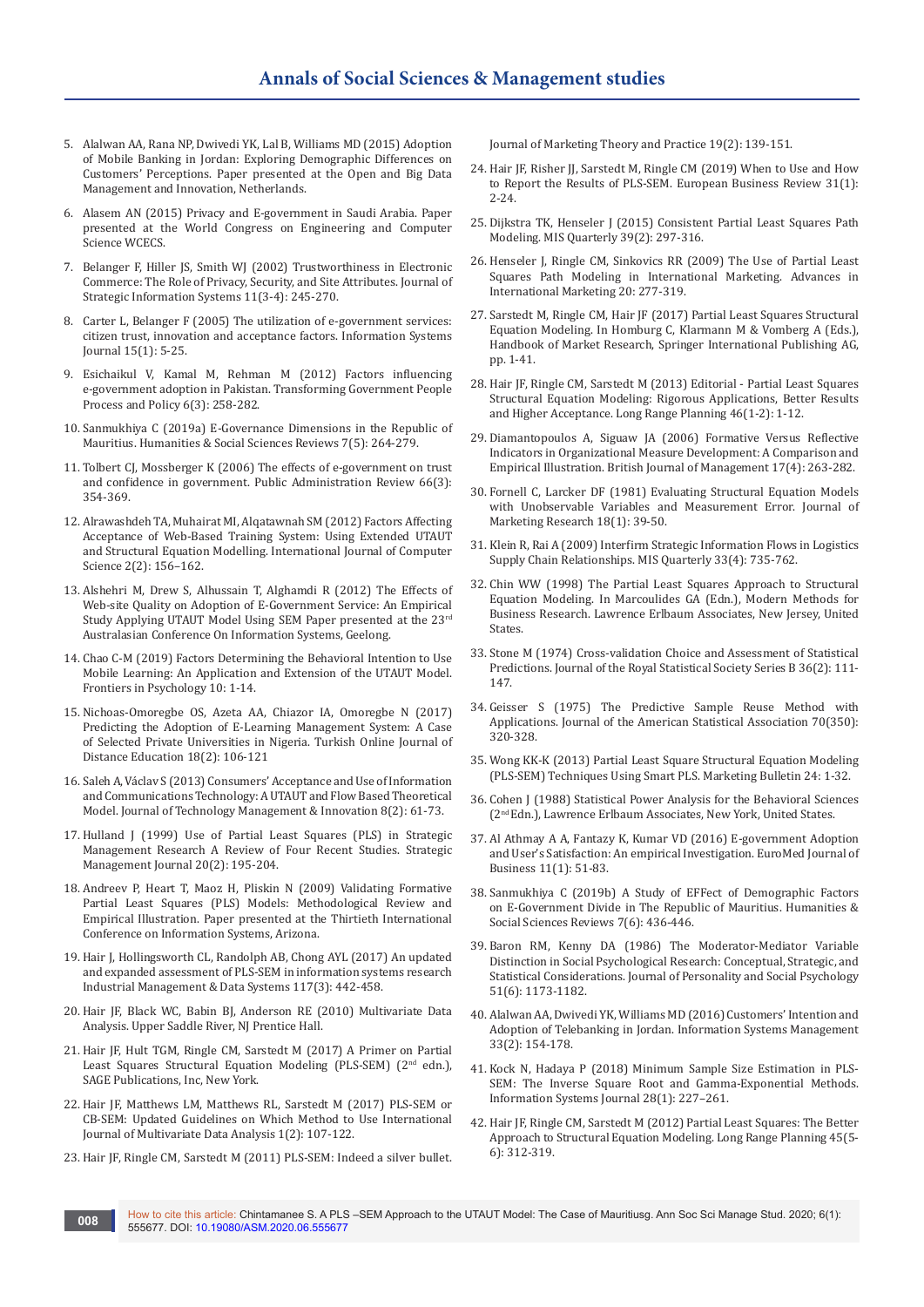5. Alalwan AA, Rana NP, Dwivedi YK, Lal B, Williams MD (2015) Adoption of Mobile Banking in Jordan: Exploring Demographic Differences on Customers' Perceptions. Paper presented at the Open and Big Data Management and Innovation, Netherlands.

6. Alasem AN (2015) Privacy and E-government in Saudi Arabia. Paper presented at the World Congress on Engineering and Computer Science WCECS.

7. Belanger F, Hiller JS, Smith WJ (2002) Trustworthiness in Electronic Commerce: The Role of Privacy, Security, and Site Attributes. Journal of Strategic Information Systems 11(3-4): 245-270.

8. Carter L, Belanger F (2005) The utilization of e-government services: citizen trust, innovation and acceptance factors. Information Systems Journal 15(1): 5-25.

9. Esichaikul V, Kamal M, Rehman M (2012) Factors influencing e-government adoption in Pakistan. Transforming Government People Process and Policy 6(3): 258-282.

10. Sanmukhiya C (2019a) E-Governance Dimensions in the Republic of Mauritius. Humanities & Social Sciences Reviews 7(5): 264-279.

11. Tolbert CJ, Mossberger K (2006) The effects of e-government on trust and confidence in government. Public Administration Review 66(3): 354-369.

12. Alrawashdeh TA, Muhairat MI, Alqatawnah SM (2012) Factors Affecting Acceptance of Web-Based Training System: Using Extended UTAUT and Structural Equation Modelling. International Journal of Computer Science 2(2): 156–162.

13. Alshehri M, Drew S, Alhussain T, Alghamdi R (2012) The Effects of Web-site Quality on Adoption of E-Government Service: An Empirical Study Applying UTAUT Model Using SEM Paper presented at the 23rd Australasian Conference On Information Systems, Geelong.

14. Chao C-M (2019) Factors Determining the Behavioral Intention to Use Mobile Learning: An Application and Extension of the UTAUT Model. Frontiers in Psychology 10: 1-14.

15. Nichoas-Omoregbe OS, Azeta AA, Chiazor IA, Omoregbe N (2017) Predicting the Adoption of E-Learning Management System: A Case of Selected Private Universities in Nigeria. Turkish Online Journal of Distance Education 18(2): 106-121

16. Saleh A, Václav S (2013) Consumers' Acceptance and Use of Information and Communications Technology: A UTAUT and Flow Based Theoretical Model. Journal of Technology Management & Innovation 8(2): 61-73.

17. Hulland J (1999) Use of Partial Least Squares (PLS) in Strategic Management Research A Review of Four Recent Studies. Strategic Management Journal 20(2): 195-204.

18. Andreev P, Heart T, Maoz H, Pliskin N (2009) Validating Formative Partial Least Squares (PLS) Models: Methodological Review and Empirical Illustration. Paper presented at the Thirtieth International Conference on Information Systems, Arizona.

19. Hair J, Hollingsworth CL, Randolph AB, Chong AYL (2017) An updated and expanded assessment of PLS-SEM in information systems research Industrial Management & Data Systems 117(3): 442-458.

20. Hair JF, Black WC, Babin BJ, Anderson RE (2010) Multivariate Data Analysis. Upper Saddle River, NJ Prentice Hall.

21. Hair JF, Hult TGM, Ringle CM, Sarstedt M (2017) A Primer on Partial Least Squares Structural Equation Modeling (PLS-SEM) (2nd edn.), SAGE Publications, Inc, New York.

22. Hair JF, Matthews LM, Matthews RL, Sarstedt M (2017) PLS-SEM or CB-SEM: Updated Guidelines on Which Method to Use International Journal of Multivariate Data Analysis 1(2): 107-122.

23. Hair JF, Ringle CM, Sarstedt M (2011) PLS-SEM: Indeed a silver bullet. Journal of Marketing Theory and Practice 19(2): 139-151.

24. Hair JF, Risher JJ, Sarstedt M, Ringle CM (2019) When to Use and How to Report the Results of PLS-SEM. European Business Review 31(1): 2-24.

25. Dijkstra TK, Henseler J (2015) Consistent Partial Least Squares Path Modeling. MIS Quarterly 39(2): 297-316.

26. Henseler J, Ringle CM, Sinkovics RR (2009) The Use of Partial Least Squares Path Modeling in International Marketing. Advances in International Marketing 20: 277-319.

27. Sarstedt M, Ringle CM, Hair JF (2017) Partial Least Squares Structural Equation Modeling. In Homburg C, Klarmann M & Vomberg A (Eds.), Handbook of Market Research, Springer International Publishing AG, pp. 1-41.

28. Hair JF, Ringle CM, Sarstedt M (2013) Editorial - Partial Least Squares Structural Equation Modeling: Rigorous Applications, Better Results and Higher Acceptance. Long Range Planning 46(1-2): 1-12.

29. Diamantopoulos A, Siguaw JA (2006) Formative Versus Reflective Indicators in Organizational Measure Development: A Comparison and Empirical Illustration. British Journal of Management 17(4): 263-282.

30. Fornell C, Larcker DF (1981) Evaluating Structural Equation Models with Unobservable Variables and Measurement Error. Journal of Marketing Research 18(1): 39-50.

31. Klein R, Rai A (2009) Interfirm Strategic Information Flows in Logistics Supply Chain Relationships. MIS Quarterly 33(4): 735-762.

32. Chin WW (1998) The Partial Least Squares Approach to Structural Equation Modeling. In Marcoulides GA (Edn.), Modern Methods for Business Research. Lawrence Erlbaum Associates, New Jersey, United States.

33. Stone M (1974) Cross-validation Choice and Assessment of Statistical Predictions. Journal of the Royal Statistical Society Series B 36(2): 111-147.

34. Geisser S (1975) The Predictive Sample Reuse Method with Applications. Journal of the American Statistical Association 70(350): 320-328.

35. Wong KK-K (2013) Partial Least Square Structural Equation Modeling (PLS-SEM) Techniques Using Smart PLS. Marketing Bulletin 24: 1-32.

36. Cohen J (1988) Statistical Power Analysis for the Behavioral Sciences (2nd Edn.), Lawrence Erlbaum Associates, New York, United States.

37. Al Athmay A A, Fantazy K, Kumar VD (2016) E-government Adoption and User's Satisfaction: An empirical Investigation. EuroMed Journal of Business 11(1): 51-83.

38. Sanmukhiya C (2019b) A Study of EFFect of Demographic Factors on E-Government Divide in The Republic of Mauritius. Humanities & Social Sciences Reviews 7(6): 436-446.

39. Baron RM, Kenny DA (1986) The Moderator-Mediator Variable Distinction in Social Psychological Research: Conceptual, Strategic, and Statistical Considerations. Journal of Personality and Social Psychology 51(6): 1173-1182.

40. Alalwan AA, Dwivedi YK, Williams MD (2016) Customers' Intention and Adoption of Telebanking in Jordan. Information Systems Management 33(2): 154-178.

41. Kock N, Hadaya P (2018) Minimum Sample Size Estimation in PLS-SEM: The Inverse Square Root and Gamma-Exponential Methods. Information Systems Journal 28(1): 227–261.

42. Hair JF, Ringle CM, Sarstedt M (2012) Partial Least Squares: The Better Approach to Structural Equation Modeling. Long Range Planning 45(5-6): 312-319.

How to cite this article: Chintamanee S. A PLS –SEM Approach to the UTAUT Model: The Case of Mauritiusg. Ann Soc Sci Manage Stud. 2020; 6(1): 555677. DOI: 10.19080/ASM.2020.06.555677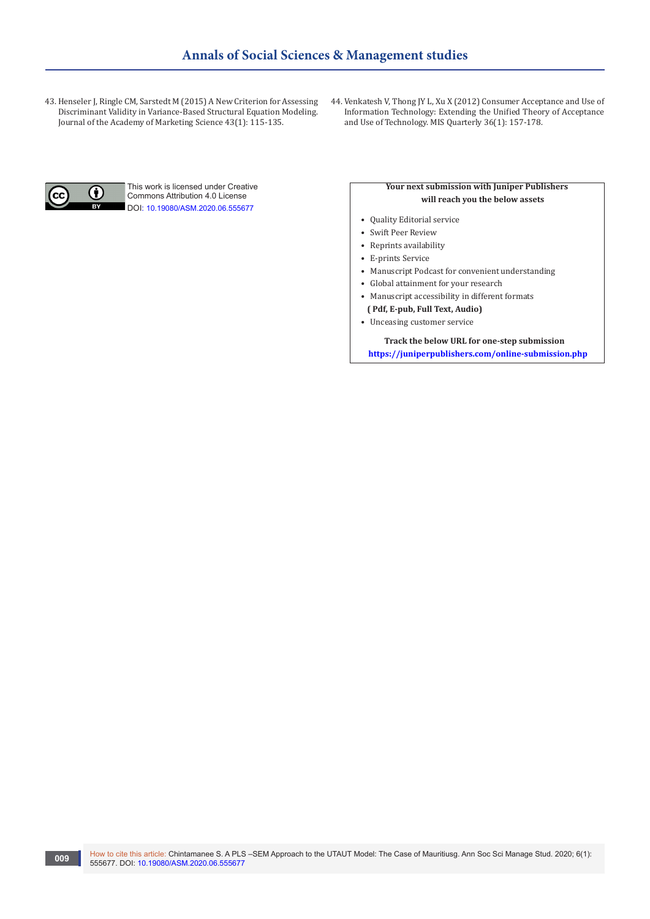43. Henseler J, Ringle CM, Sarstedt M (2015) A New Criterion for Assessing Discriminant Validity in Variance-Based Structural Equation Modeling. Journal of the Academy of Marketing Science 43(1): 115-135.

44. Venkatesh V, Thong JY L, Xu X (2012) Consumer Acceptance and Use of Information Technology: Extending the Unified Theory of Acceptance and Use of Technology. MIS Quarterly 36(1): 157-178.

This work is licensed under Creative Commons Attribution 4.0 License
DOI: 10.19080/ASM.2020.06.555677

**Your next submission with Juniper Publishers will reach you the below assets**

- Quality Editorial service
- Swift Peer Review
- Reprints availability
- E-prints Service
- Manuscript Podcast for convenient understanding
- Global attainment for your research
- Manuscript accessibility in different formats
  **( Pdf, E-pub, Full Text, Audio)**
- Unceasing customer service

**Track the below URL for one-step submission**
**https://juniperpublishers.com/online-submission.php**

How to cite this article: Chintamanee S. A PLS –SEM Approach to the UTAUT Model: The Case of Mauritiusg. Ann Soc Sci Manage Stud. 2020; 6(1): 555677. DOI: 10.19080/ASM.2020.06.555677